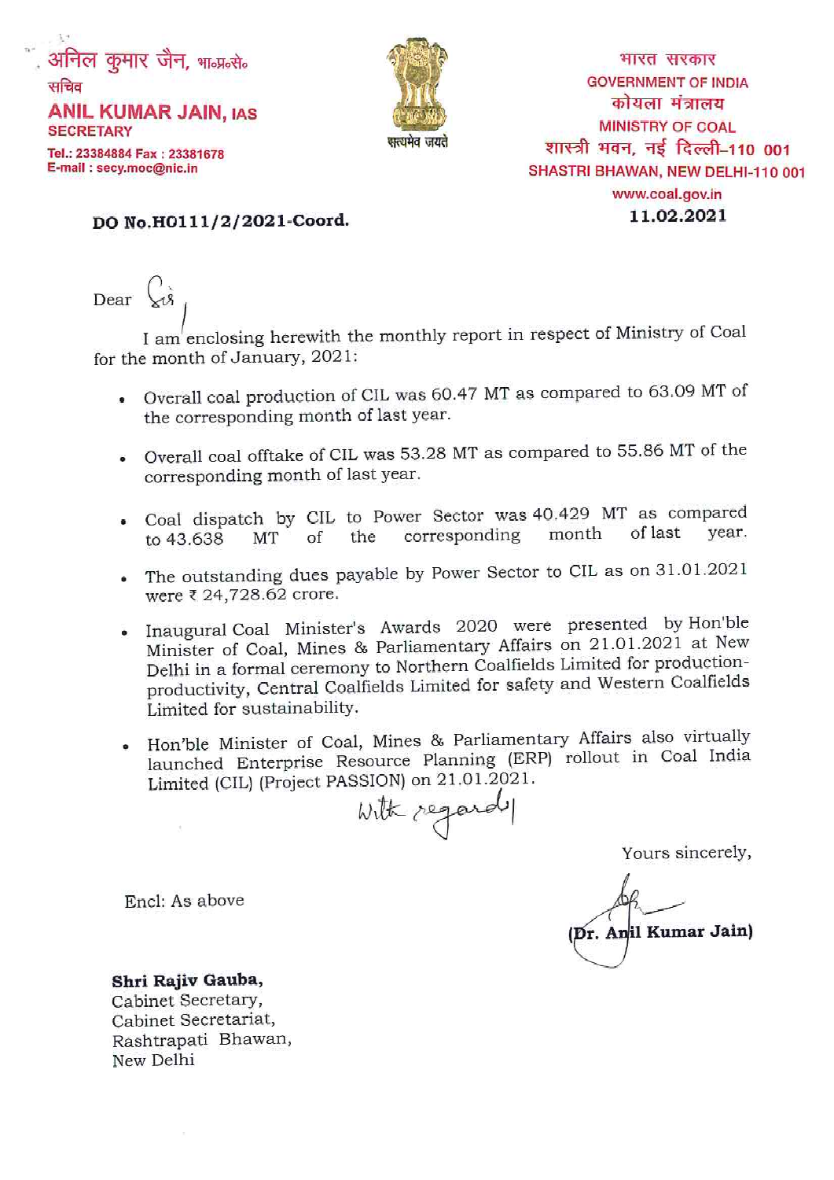अनिल कुमार जैन, भा०प्र०से०
सचिव
**ANIL KUMAR JAIN, IAS**
**SECRETARY**
Tel.: 23384884 Fax : 23381678
E-mail : secy.moc@nic.in

सत्यमेव जयते

भारत सरकार
GOVERNMENT OF INDIA
कोयला मंत्रालय
MINISTRY OF COAL
शास्त्री भवन, नई दिल्ली–110 001
SHASTRI BHAWAN, NEW DELHI-110 001
www.coal.gov.in
**11.02.2021**

**DO No.H0111/2/2021-Coord.**

Dear Sir,

I am enclosing herewith the monthly report in respect of Ministry of Coal for the month of January, 2021:

- Overall coal production of CIL was 60.47 MT as compared to 63.09 MT of the corresponding month of last year.
- Overall coal offtake of CIL was 53.28 MT as compared to 55.86 MT of the corresponding month of last year.
- Coal dispatch by CIL to Power Sector was 40.429 MT as compared to 43.638 MT of the corresponding month of last year.
- The outstanding dues payable by Power Sector to CIL as on 31.01.2021 were ₹ 24,728.62 crore.
- Inaugural Coal Minister's Awards 2020 were presented by Hon'ble Minister of Coal, Mines & Parliamentary Affairs on 21.01.2021 at New Delhi in a formal ceremony to Northern Coalfields Limited for production-productivity, Central Coalfields Limited for safety and Western Coalfields Limited for sustainability.
- Hon'ble Minister of Coal, Mines & Parliamentary Affairs also virtually launched Enterprise Resource Planning (ERP) rollout in Coal India Limited (CIL) (Project PASSION) on 21.01.2021.

With regards,

Yours sincerely,

(Dr. Anil Kumar Jain)

Encl: As above

**Shri Rajiv Gauba,**
Cabinet Secretary,
Cabinet Secretariat,
Rashtrapati Bhawan,
New Delhi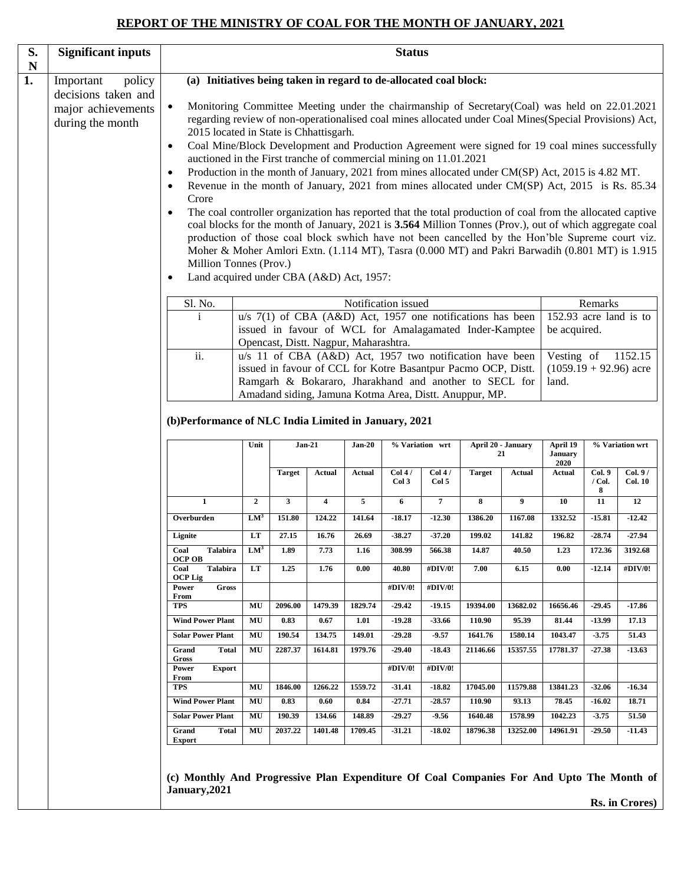## REPORT OF THE MINISTRY OF COAL FOR THE MONTH OF JANUARY, 2021

| S. N | Significant inputs | Status |
|---|---|---|
| 1. | Important policy decisions taken and major achievements during the month | (see below) |

**(a) Initiatives being taken in regard to de-allocated coal block:**

- Monitoring Committee Meeting under the chairmanship of Secretary(Coal) was held on 22.01.2021 regarding review of non-operationalised coal mines allocated under Coal Mines(Special Provisions) Act, 2015 located in State is Chhattisgarh.
- Coal Mine/Block Development and Production Agreement were signed for 19 coal mines successfully auctioned in the First tranche of commercial mining on 11.01.2021
- Production in the month of January, 2021 from mines allocated under CM(SP) Act, 2015 is 4.82 MT.
- Revenue in the month of January, 2021 from mines allocated under CM(SP) Act, 2015 is Rs. 85.34 Crore
- The coal controller organization has reported that the total production of coal from the allocated captive coal blocks for the month of January, 2021 is **3.564** Million Tonnes (Prov.), out of which aggregate coal production of those coal block swhich have not been cancelled by the Hon'ble Supreme court viz. Moher & Moher Amlori Extn. (1.114 MT), Tasra (0.000 MT) and Pakri Barwadih (0.801 MT) is 1.915 Million Tonnes (Prov.)
- Land acquired under CBA (A&D) Act, 1957:

| Sl. No. | Notification issued | Remarks |
|---|---|---|
| i | u/s 7(1) of CBA (A&D) Act, 1957 one notifications has been issued in favour of WCL for Amalagamated Inder-Kamptee Opencast, Distt. Nagpur, Maharashtra. | 152.93 acre land is to be acquired. |
| ii. | u/s 11 of CBA (A&D) Act, 1957 two notification have been issued in favour of CCL for Kotre Basantpur Pacmo OCP, Distt. Ramgarh & Bokararo, Jharakhand and another to SECL for Amadand siding, Jamuna Kotma Area, Distt. Anuppur, MP. | Vesting of 1152.15 (1059.19 + 92.96) acre land. |

**(b)Performance of NLC India Limited in January, 2021**

| | Unit | Jan-21 | | Jan-20 | % Variation wrt | | April 20 - January 21 | | April 19 January 2020 | % Variation wrt | |
|---|---|---|---|---|---|---|---|---|---|---|---|
| | | Target | Actual | Actual | Col 4 / Col 3 | Col 4 / Col 5 | Target | Actual | Actual | Col. 9 / Col. 8 | Col. 9 / Col. 10 |
| 1 | 2 | 3 | 4 | 5 | 6 | 7 | 8 | 9 | 10 | 11 | 12 |
| Overburden | $LM^3$ | 151.80 | 124.22 | 141.64 | -18.17 | -12.30 | 1386.20 | 1167.08 | 1332.52 | -15.81 | -12.42 |
| Lignite | LT | 27.15 | 16.76 | 26.69 | -38.27 | -37.20 | 199.02 | 141.82 | 196.82 | -28.74 | -27.94 |
| Coal Talabira OCP OB | $LM^3$ | 1.89 | 7.73 | 1.16 | 308.99 | 566.38 | 14.87 | 40.50 | 1.23 | 172.36 | 3192.68 |
| Coal Talabira OCP Lig | LT | 1.25 | 1.76 | 0.00 | 40.80 | #DIV/0! | 7.00 | 6.15 | 0.00 | -12.14 | #DIV/0! |
| Power Gross From | | | | | #DIV/0! | #DIV/0! | | | | | |
| TPS | MU | 2096.00 | 1479.39 | 1829.74 | -29.42 | -19.15 | 19394.00 | 13682.02 | 16656.46 | -29.45 | -17.86 |
| Wind Power Plant | MU | 0.83 | 0.67 | 1.01 | -19.28 | -33.66 | 110.90 | 95.39 | 81.44 | -13.99 | 17.13 |
| Solar Power Plant | MU | 190.54 | 134.75 | 149.01 | -29.28 | -9.57 | 1641.76 | 1580.14 | 1043.47 | -3.75 | 51.43 |
| Grand Total Gross | MU | 2287.37 | 1614.81 | 1979.76 | -29.40 | -18.43 | 21146.66 | 15357.55 | 17781.37 | -27.38 | -13.63 |
| Power Export From | | | | | #DIV/0! | #DIV/0! | | | | | |
| TPS | MU | 1846.00 | 1266.22 | 1559.72 | -31.41 | -18.82 | 17045.00 | 11579.88 | 13841.23 | -32.06 | -16.34 |
| Wind Power Plant | MU | 0.83 | 0.60 | 0.84 | -27.71 | -28.57 | 110.90 | 93.13 | 78.45 | -16.02 | 18.71 |
| Solar Power Plant | MU | 190.39 | 134.66 | 148.89 | -29.27 | -9.56 | 1640.48 | 1578.99 | 1042.23 | -3.75 | 51.50 |
| Grand Total Export | MU | 2037.22 | 1401.48 | 1709.45 | -31.21 | -18.02 | 18796.38 | 13252.00 | 14961.91 | -29.50 | -11.43 |

**(c) Monthly And Progressive Plan Expenditure Of Coal Companies For And Upto The Month of January,2021**

**Rs. in Crores)**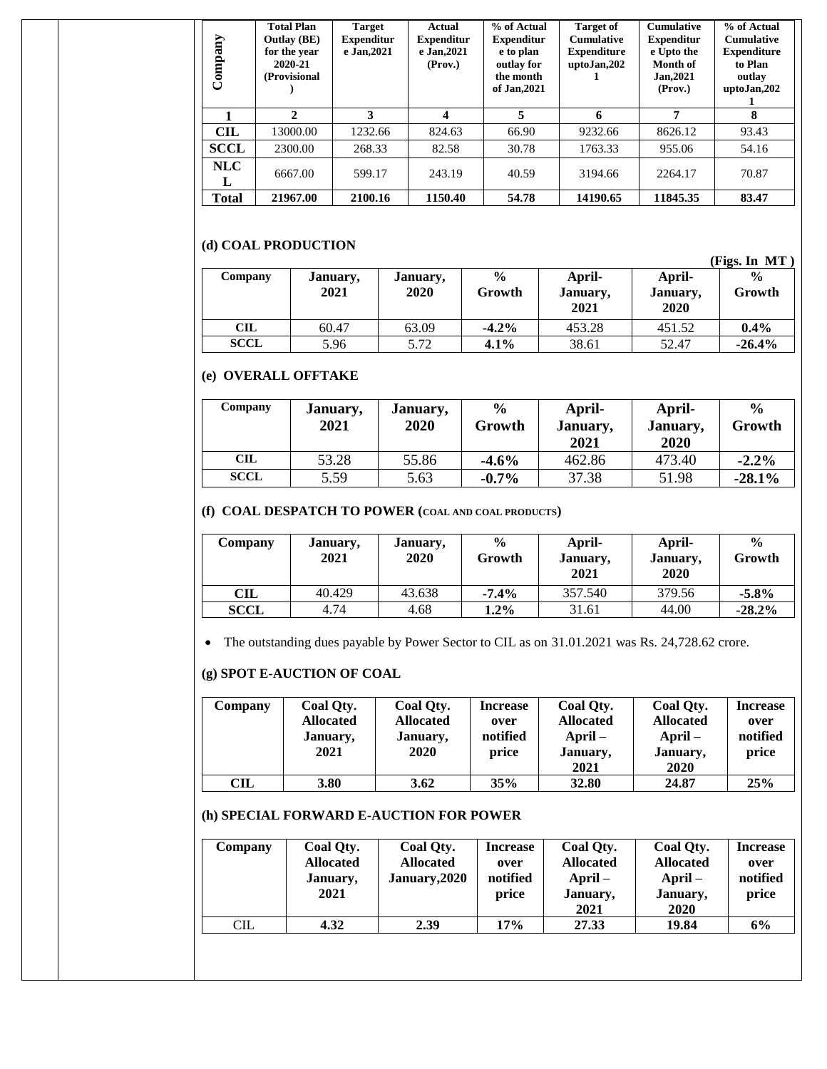| Company | Total Plan Outlay (BE) for the year 2020-21 (Provisional ) | Target Expenditure Jan,2021 | Actual Expenditure Jan,2021 (Prov.) | % of Actual Expenditure to plan outlay for the month of Jan,2021 | Target of Cumulative Expenditure uptoJan,2021 | Cumulative Expenditure Upto the Month of Jan,2021 (Prov.) | % of Actual Cumulative Expenditure to Plan outlay uptoJan,2021 |
|---|---|---|---|---|---|---|---|
| 1 | 2 | 3 | 4 | 5 | 6 | 7 | 8 |
| CIL | 13000.00 | 1232.66 | 824.63 | 66.90 | 9232.66 | 8626.12 | 93.43 |
| SCCL | 2300.00 | 268.33 | 82.58 | 30.78 | 1763.33 | 955.06 | 54.16 |
| NLCL | 6667.00 | 599.17 | 243.19 | 40.59 | 3194.66 | 2264.17 | 70.87 |
| **Total** | **21967.00** | **2100.16** | **1150.40** | **54.78** | **14190.65** | **11845.35** | **83.47** |

### (d) COAL PRODUCTION

**(Figs. In MT )**

| Company | January, 2021 | January, 2020 | % Growth | April-January, 2021 | April-January, 2020 | % Growth |
|---|---|---|---|---|---|---|
| CIL | 60.47 | 63.09 | **-4.2%** | 453.28 | 451.52 | **0.4%** |
| SCCL | 5.96 | 5.72 | **4.1%** | 38.61 | 52.47 | **-26.4%** |

### (e) OVERALL OFFTAKE

| Company | January, 2021 | January, 2020 | % Growth | April-January, 2021 | April-January, 2020 | % Growth |
|---|---|---|---|---|---|---|
| CIL | 53.28 | 55.86 | **-4.6%** | 462.86 | 473.40 | **-2.2%** |
| SCCL | 5.59 | 5.63 | **-0.7%** | 37.38 | 51.98 | **-28.1%** |

### (f) COAL DESPATCH TO POWER (COAL AND COAL PRODUCTS)

| Company | January, 2021 | January, 2020 | % Growth | April-January, 2021 | April-January, 2020 | % Growth |
|---|---|---|---|---|---|---|
| CIL | 40.429 | 43.638 | **-7.4%** | 357.540 | 379.56 | **-5.8%** |
| SCCL | 4.74 | 4.68 | **1.2%** | 31.61 | 44.00 | **-28.2%** |

- The outstanding dues payable by Power Sector to CIL as on 31.01.2021 was Rs. 24,728.62 crore.

### (g) SPOT E-AUCTION OF COAL

| Company | Coal Qty. Allocated January, 2021 | Coal Qty. Allocated January, 2020 | Increase over notified price | Coal Qty. Allocated April – January, 2021 | Coal Qty. Allocated April – January, 2020 | Increase over notified price |
|---|---|---|---|---|---|---|
| CIL | **3.80** | **3.62** | **35%** | **32.80** | **24.87** | **25%** |

### (h) SPECIAL FORWARD E-AUCTION FOR POWER

| Company | Coal Qty. Allocated January, 2021 | Coal Qty. Allocated January,2020 | Increase over notified price | Coal Qty. Allocated April – January, 2021 | Coal Qty. Allocated April – January, 2020 | Increase over notified price |
|---|---|---|---|---|---|---|
| CIL | **4.32** | **2.39** | **17%** | **27.33** | **19.84** | **6%** |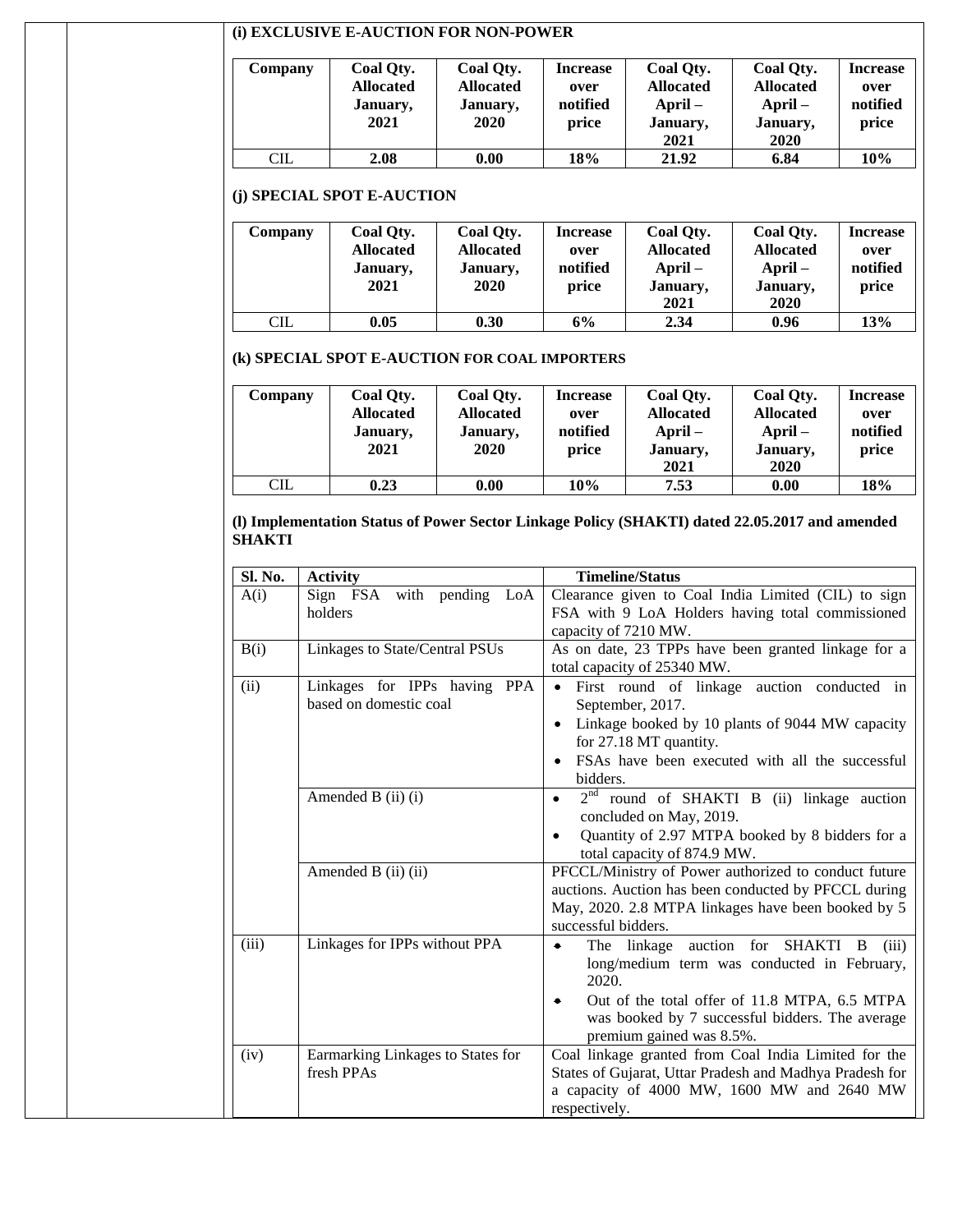### (i) EXCLUSIVE E-AUCTION FOR NON-POWER

| Company | Coal Qty. Allocated January, 2021 | Coal Qty. Allocated January, 2020 | Increase over notified price | Coal Qty. Allocated April – January, 2021 | Coal Qty. Allocated April – January, 2020 | Increase over notified price |
|---|---|---|---|---|---|---|
| CIL | **2.08** | **0.00** | **18%** | **21.92** | **6.84** | **10%** |

### (j) SPECIAL SPOT E-AUCTION

| Company | Coal Qty. Allocated January, 2021 | Coal Qty. Allocated January, 2020 | Increase over notified price | Coal Qty. Allocated April – January, 2021 | Coal Qty. Allocated April – January, 2020 | Increase over notified price |
|---|---|---|---|---|---|---|
| CIL | **0.05** | **0.30** | **6%** | **2.34** | **0.96** | **13%** |

### (k) SPECIAL SPOT E-AUCTION FOR COAL IMPORTERS

| Company | Coal Qty. Allocated January, 2021 | Coal Qty. Allocated January, 2020 | Increase over notified price | Coal Qty. Allocated April – January, 2021 | Coal Qty. Allocated April – January, 2020 | Increase over notified price |
|---|---|---|---|---|---|---|
| CIL | **0.23** | **0.00** | **10%** | **7.53** | **0.00** | **18%** |

### (l) Implementation Status of Power Sector Linkage Policy (SHAKTI) dated 22.05.2017 and amended SHAKTI

| Sl. No. | Activity | Timeline/Status |
|---|---|---|
| A(i) | Sign FSA with pending LoA holders | Clearance given to Coal India Limited (CIL) to sign FSA with 9 LoA Holders having total commissioned capacity of 7210 MW. |
| B(i) | Linkages to State/Central PSUs | As on date, 23 TPPs have been granted linkage for a total capacity of 25340 MW. |
| (ii) | Linkages for IPPs having PPA based on domestic coal | • First round of linkage auction conducted in September, 2017. • Linkage booked by 10 plants of 9044 MW capacity for 27.18 MT quantity. • FSAs have been executed with all the successful bidders. |
| | Amended B (ii) (i) | • 2nd round of SHAKTI B (ii) linkage auction concluded on May, 2019. • Quantity of 2.97 MTPA booked by 8 bidders for a total capacity of 874.9 MW. |
| | Amended B (ii) (ii) | PFCCL/Ministry of Power authorized to conduct future auctions. Auction has been conducted by PFCCL during May, 2020. 2.8 MTPA linkages have been booked by 5 successful bidders. |
| (iii) | Linkages for IPPs without PPA | • The linkage auction for SHAKTI B (iii) long/medium term was conducted in February, 2020. • Out of the total offer of 11.8 MTPA, 6.5 MTPA was booked by 7 successful bidders. The average premium gained was 8.5%. |
| (iv) | Earmarking Linkages to States for fresh PPAs | Coal linkage granted from Coal India Limited for the States of Gujarat, Uttar Pradesh and Madhya Pradesh for a capacity of 4000 MW, 1600 MW and 2640 MW respectively. |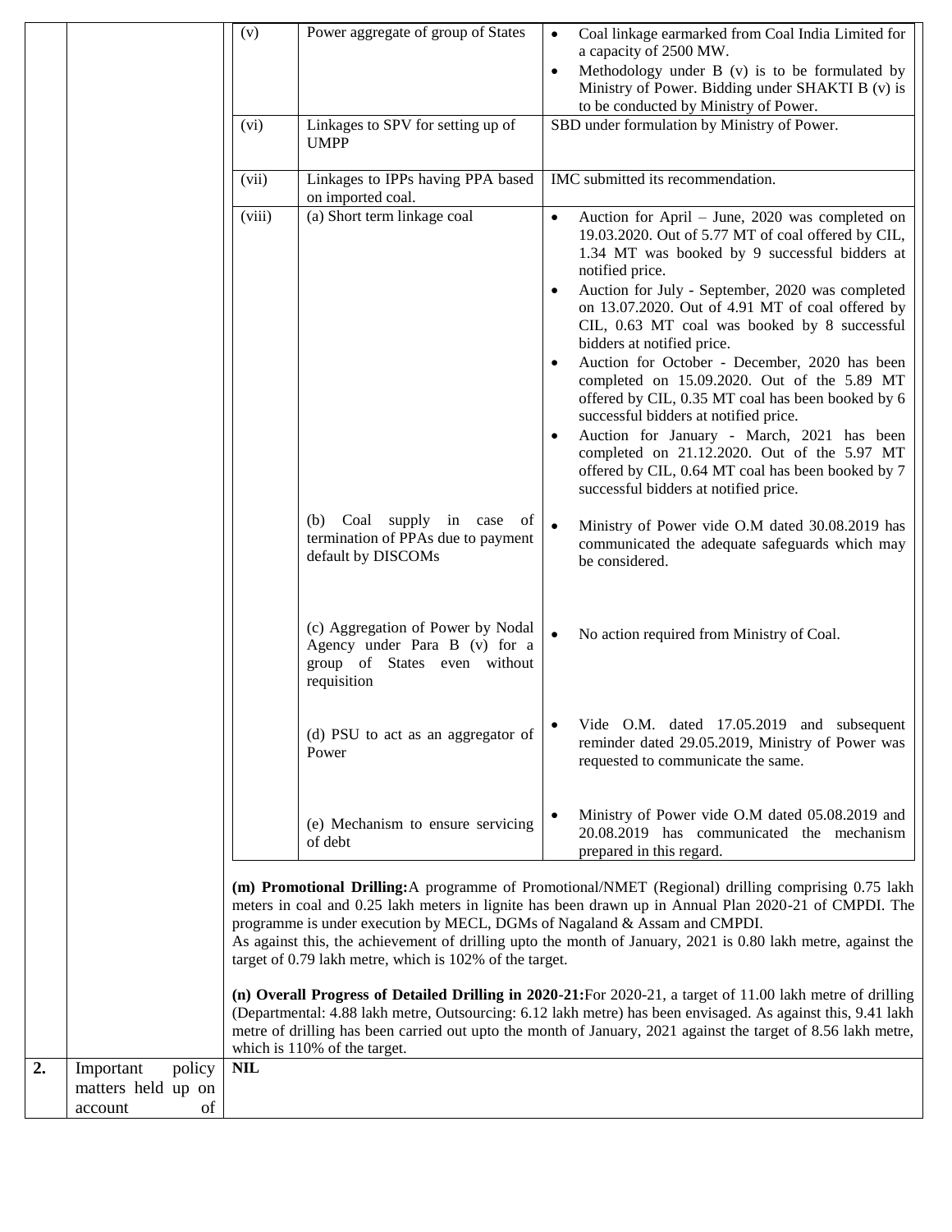| | | | | |
|---|---|---|---|---|
| | | (v) | Power aggregate of group of States | • Coal linkage earmarked from Coal India Limited for a capacity of 2500 MW.<br>• Methodology under B (v) is to be formulated by Ministry of Power. Bidding under SHAKTI B (v) is to be conducted by Ministry of Power. |
| | | (vi) | Linkages to SPV for setting up of UMPP | SBD under formulation by Ministry of Power. |
| | | (vii) | Linkages to IPPs having PPA based on imported coal. | IMC submitted its recommendation. |
| | | (viii) | (a) Short term linkage coal | • Auction for April – June, 2020 was completed on 19.03.2020. Out of 5.77 MT of coal offered by CIL, 1.34 MT was booked by 9 successful bidders at notified price.<br>• Auction for July - September, 2020 was completed on 13.07.2020. Out of 4.91 MT of coal offered by CIL, 0.63 MT coal was booked by 8 successful bidders at notified price.<br>• Auction for October - December, 2020 has been completed on 15.09.2020. Out of the 5.89 MT offered by CIL, 0.35 MT coal has been booked by 6 successful bidders at notified price.<br>• Auction for January - March, 2021 has been completed on 21.12.2020. Out of the 5.97 MT offered by CIL, 0.64 MT coal has been booked by 7 successful bidders at notified price. |
| | | | (b) Coal supply in case of termination of PPAs due to payment default by DISCOMs | • Ministry of Power vide O.M dated 30.08.2019 has communicated the adequate safeguards which may be considered. |
| | | | (c) Aggregation of Power by Nodal Agency under Para B (v) for a group of States even without requisition | • No action required from Ministry of Coal. |
| | | | (d) PSU to act as an aggregator of Power | • Vide O.M. dated 17.05.2019 and subsequent reminder dated 29.05.2019, Ministry of Power was requested to communicate the same. |
| | | | (e) Mechanism to ensure servicing of debt | • Ministry of Power vide O.M dated 05.08.2019 and 20.08.2019 has communicated the mechanism prepared in this regard. |
| | | **(m) Promotional Drilling:** A programme of Promotional/NMET (Regional) drilling comprising 0.75 lakh meters in coal and 0.25 lakh meters in lignite has been drawn up in Annual Plan 2020-21 of CMPDI. The programme is under execution by MECL, DGMs of Nagaland & Assam and CMPDI.<br>As against this, the achievement of drilling upto the month of January, 2021 is 0.80 lakh metre, against the target of 0.79 lakh metre, which is 102% of the target.<br><br>**(n) Overall Progress of Detailed Drilling in 2020-21:** For 2020-21, a target of 11.00 lakh metre of drilling (Departmental: 4.88 lakh metre, Outsourcing: 6.12 lakh metre) has been envisaged. As against this, 9.41 lakh metre of drilling has been carried out upto the month of January, 2021 against the target of 8.56 lakh metre, which is 110% of the target. | | | |
| **2.** | Important policy matters held up on account of | **NIL** | | | |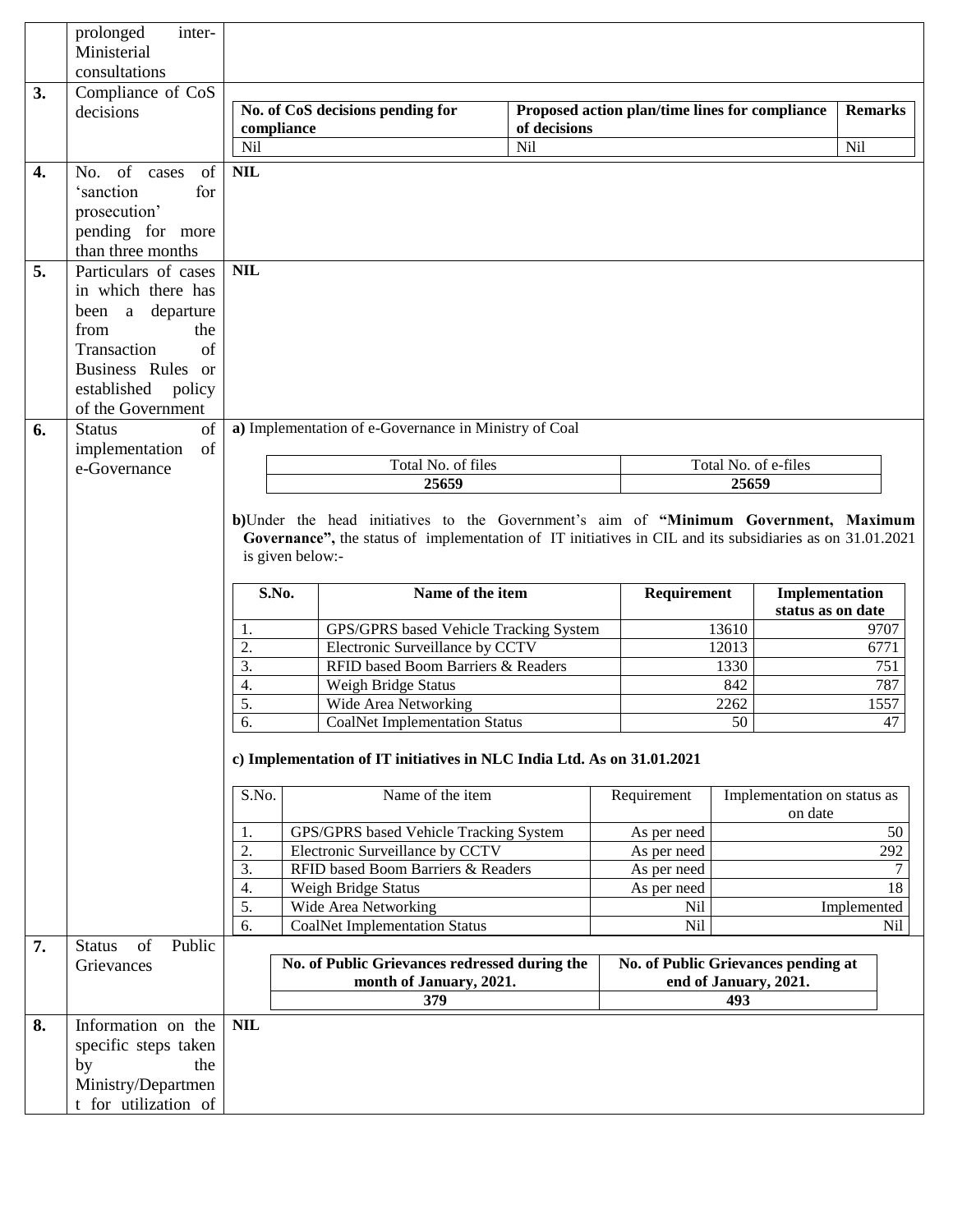| | | |
|---|---|---|
| | prolonged inter-Ministerial consultations | |
| **3.** | Compliance of CoS decisions | **No. of CoS decisions pending for compliance**: Nil; **Proposed action plan/time lines for compliance of decisions**: Nil; **Remarks**: Nil |
| **4.** | No. of cases of 'sanction for prosecution' pending for more than three months | **NIL** |
| **5.** | Particulars of cases in which there has been a departure from the Transaction of Business Rules or established policy of the Government | **NIL** |
| **6.** | Status of implementation of e-Governance | See below |
| **7.** | Status of Public Grievances | See below |
| **8.** | Information on the specific steps taken by the Ministry/Department for utilization of | **NIL** |

**3. Compliance of CoS decisions**

| No. of CoS decisions pending for compliance | Proposed action plan/time lines for compliance of decisions | Remarks |
|---|---|---|
| Nil | Nil | Nil |

**6. Status of implementation of e-Governance**

**a)** Implementation of e-Governance in Ministry of Coal

| Total No. of files | Total No. of e-files |
|---|---|
| **25659** | **25659** |

**b)** Under the head initiatives to the Government's aim of **"Minimum Government, Maximum Governance",** the status of implementation of IT initiatives in CIL and its subsidiaries as on 31.01.2021 is given below:-

| S.No. | Name of the item | Requirement | Implementation status as on date |
|---|---|---|---|
| 1. | GPS/GPRS based Vehicle Tracking System | 13610 | 9707 |
| 2. | Electronic Surveillance by CCTV | 12013 | 6771 |
| 3. | RFID based Boom Barriers & Readers | 1330 | 751 |
| 4. | Weigh Bridge Status | 842 | 787 |
| 5. | Wide Area Networking | 2262 | 1557 |
| 6. | CoalNet Implementation Status | 50 | 47 |

**c) Implementation of IT initiatives in NLC India Ltd. As on 31.01.2021**

| S.No. | Name of the item | Requirement | Implementation on status as on date |
|---|---|---|---|
| 1. | GPS/GPRS based Vehicle Tracking System | As per need | 50 |
| 2. | Electronic Surveillance by CCTV | As per need | 292 |
| 3. | RFID based Boom Barriers & Readers | As per need | 7 |
| 4. | Weigh Bridge Status | As per need | 18 |
| 5. | Wide Area Networking | Nil | Implemented |
| 6. | CoalNet Implementation Status | Nil | Nil |

**7. Status of Public Grievances**

| No. of Public Grievances redressed during the month of January, 2021. | No. of Public Grievances pending at end of January, 2021. |
|---|---|
| **379** | **493** |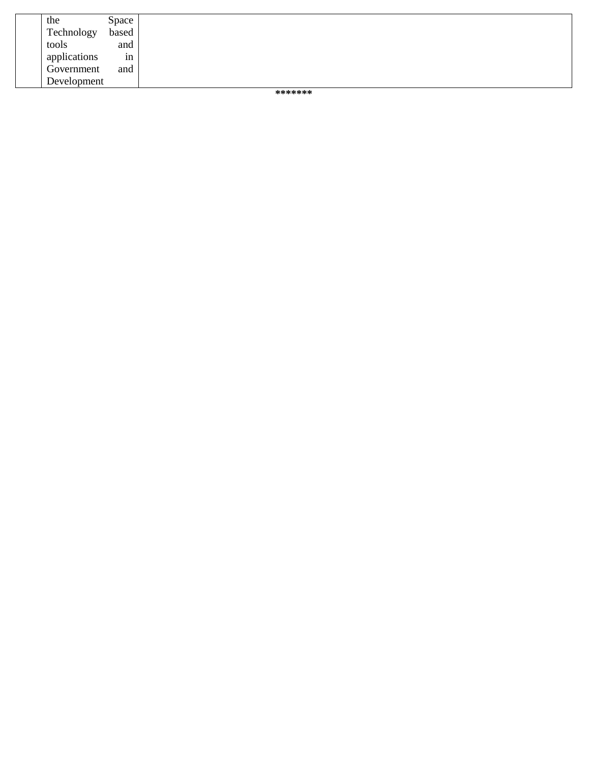| | | |
|---|---|---|
| | the Space Technology based tools and applications in Government and Development | |

*******